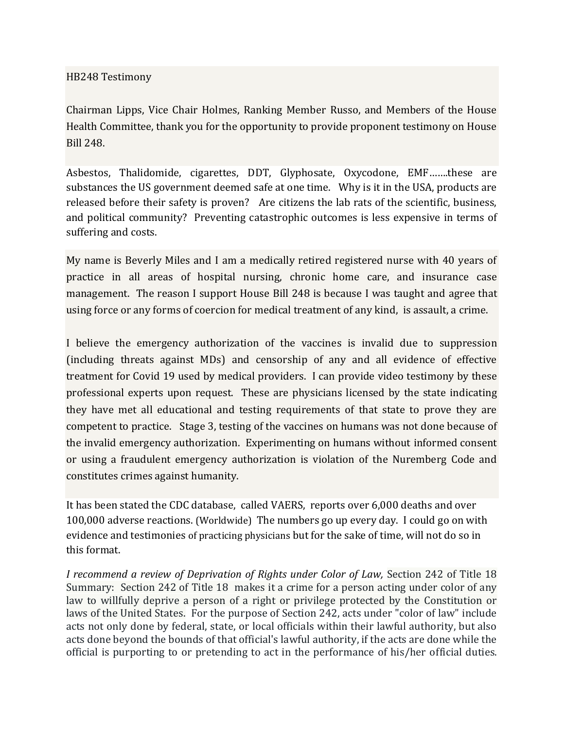HB248 Testimony

Chairman Lipps, Vice Chair Holmes, Ranking Member Russo, and Members of the House Health Committee, thank you for the opportunity to provide proponent testimony on House Bill 248.

Asbestos, Thalidomide, cigarettes, DDT, Glyphosate, Oxycodone, EMF…….these are substances the US government deemed safe at one time. Why is it in the USA, products are released before their safety is proven? Are citizens the lab rats of the scientific, business, and political community? Preventing catastrophic outcomes is less expensive in terms of suffering and costs.

My name is Beverly Miles and I am a medically retired registered nurse with 40 years of practice in all areas of hospital nursing, chronic home care, and insurance case management. The reason I support House Bill 248 is because I was taught and agree that using force or any forms of coercion for medical treatment of any kind, is assault, a crime.

I believe the emergency authorization of the vaccines is invalid due to suppression (including threats against MDs) and censorship of any and all evidence of effective treatment for Covid 19 used by medical providers. I can provide video testimony by these professional experts upon request. These are physicians licensed by the state indicating they have met all educational and testing requirements of that state to prove they are competent to practice. Stage 3, testing of the vaccines on humans was not done because of the invalid emergency authorization. Experimenting on humans without informed consent or using a fraudulent emergency authorization is violation of the Nuremberg Code and constitutes crimes against humanity.

It has been stated the CDC database, called VAERS, reports over 6,000 deaths and over 100,000 adverse reactions. (Worldwide) The numbers go up every day. I could go on with evidence and testimonies of practicing physicians but for the sake of time, will not do so in this format.

*I recommend a review of Deprivation of Rights under Color of Law,* Section 242 of Title 18 Summary: Section 242 of Title 18 makes it a crime for a person acting under color of any law to willfully deprive a person of a right or privilege protected by the Constitution or laws of the United States. For the purpose of Section 242, acts under "color of law" include acts not only done by federal, state, or local officials within their lawful authority, but also acts done beyond the bounds of that official's lawful authority, if the acts are done while the official is purporting to or pretending to act in the performance of his/her official duties.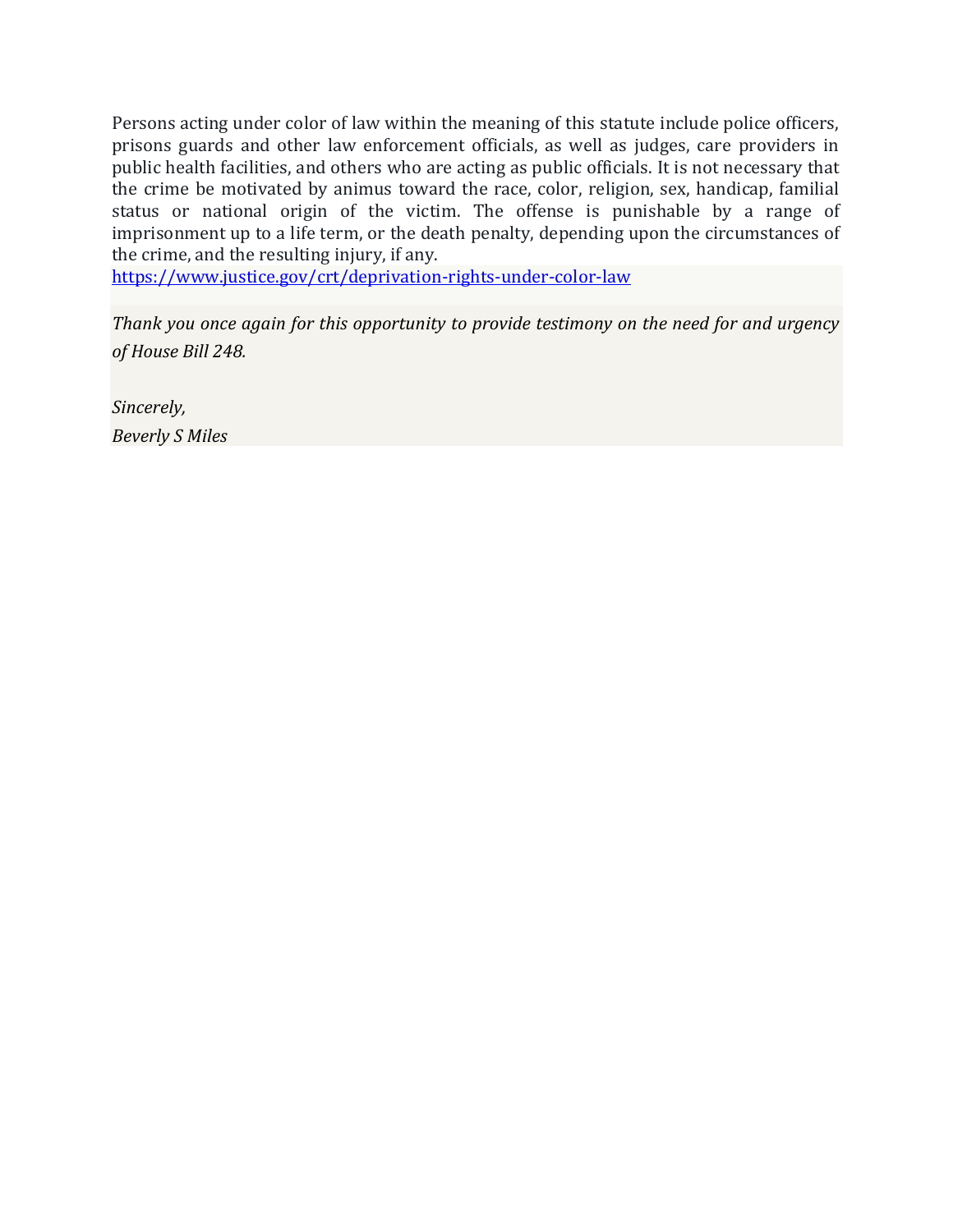Persons acting under color of law within the meaning of this statute include police officers, prisons guards and other law enforcement officials, as well as judges, care providers in public health facilities, and others who are acting as public officials. It is not necessary that the crime be motivated by animus toward the race, color, religion, sex, handicap, familial status or national origin of the victim. The offense is punishable by a range of imprisonment up to a life term, or the death penalty, depending upon the circumstances of the crime, and the resulting injury, if any.
https://www.justice.gov/crt/deprivation-rights-under-color-law

*Thank you once again for this opportunity to provide testimony on the need for and urgency of House Bill 248.*

*Sincerely,*
*Beverly S Miles*